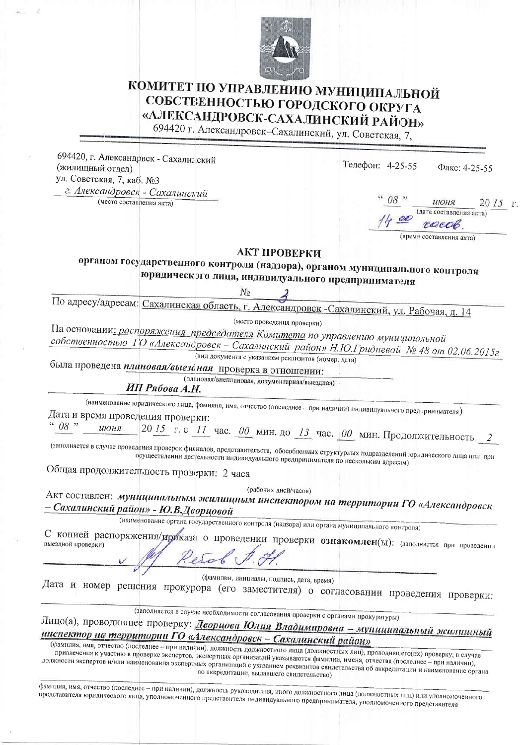# КОМИТЕТ ПО УПРАВЛЕНИЮ МУНИЦИПАЛЬНОЙ СОБСТВЕННОСТЬЮ ГОРОДСКОГО ОКРУГА «АЛЕКСАНДРОВСК-САХАЛИНСКИЙ РАЙОН»

694420 г. Александровск–Сахалинский, ул. Советская, 7,

694420, г. Александровск - Сахалинский
(жилищный отдел)
ул. Советская, 7, каб. №3

Телефон: 4-25-55 Факс: 4-25-55

*г. Александровск - Сахалинский*
(место составления акта)

" *08* " *июня* 20*15* г.
(дата составления акта)

*14 00 часов.*
(время составления акта)

## АКТ ПРОВЕРКИ
### органом государственного контроля (надзора), органом муниципального контроля юридического лица, индивидуального предпринимателя

№ *3*

По адресу/адресам: Сахалинская область, г. Александровск -Сахалинский, ул. Рабочая, д. 14
(место проведения проверки)

На основании: *распоряжения председателя Комитета по управлению муниципальной собственностью ГО «Александровск – Сахалинский район» Н.Ю.Гридневой № 48 от 02.06.2015г*
(вид документа с указанием реквизитов (номер, дата)

была проведена ***плановая/выездная*** проверка в отношении:
(плановая/внеплановая, документарная/выездная)

***ИП Рябова А.Н.***

(наименование юридического лица, фамилия, имя, отчество (последнее – при наличии) индивидуального предпринимателя)

Дата и время проведения проверки:
" *08* " *июня* 20*15* г. с *11* час. *00* мин. до *13* час. *00* мин. Продолжительность *2*

(заполняется в случае проведения проверок филиалов, представительств, обособленных структурных подразделений юридического лица или при осуществлении деятельности индивидуального предпринимателя по нескольким адресам)

Общая продолжительность проверки: 2 часа
(рабочих дней/часов)

Акт составлен: ***муниципальным жилищным инспектором на территории ГО «Александровск – Сахалинский район» - Ю.В.Дворцовой***
(наименование органа государственного контроля (надзора) или органа муниципального контроля)

С копией распоряжения/приказа о проведении проверки **ознакомлен**(ы): (заполняется при проведении выездной проверки)

*Рябов А.Н.*

(фамилии, инициалы, подпись, дата, время)

Дата и номер решения прокурора (его заместителя) о согласовании проведения проверки:

(заполняется в случае необходимости согласования проверки с органами прокуратуры)

Лицо(а), проводившее проверку: ***Дворцова Юлия Владимировна – муниципальный жилищный инспектор на территории ГО «Александровск – Сахалинский район»***

(фамилия, имя, отчество (последнее – при наличии), должность должностного лица (должностных лиц), проводившего(их) проверку; в случае привлечения к участию в проверке экспертов, экспертных организаций указываются фамилии, имена, отчества (последнее – при наличии), должности экспертов и/или наименования экспертных организаций с указанием реквизитов свидетельства об аккредитации и наименование органа по аккредитации, выдавшего свидетельство)

фамилия, имя, отчество (последнее – при наличии), должность руководителя, иного должностного лица (должностных лиц) или уполномоченного представителя юридического лица, уполномоченного представителя индивидуального предпринимателя, уполномоченного представителя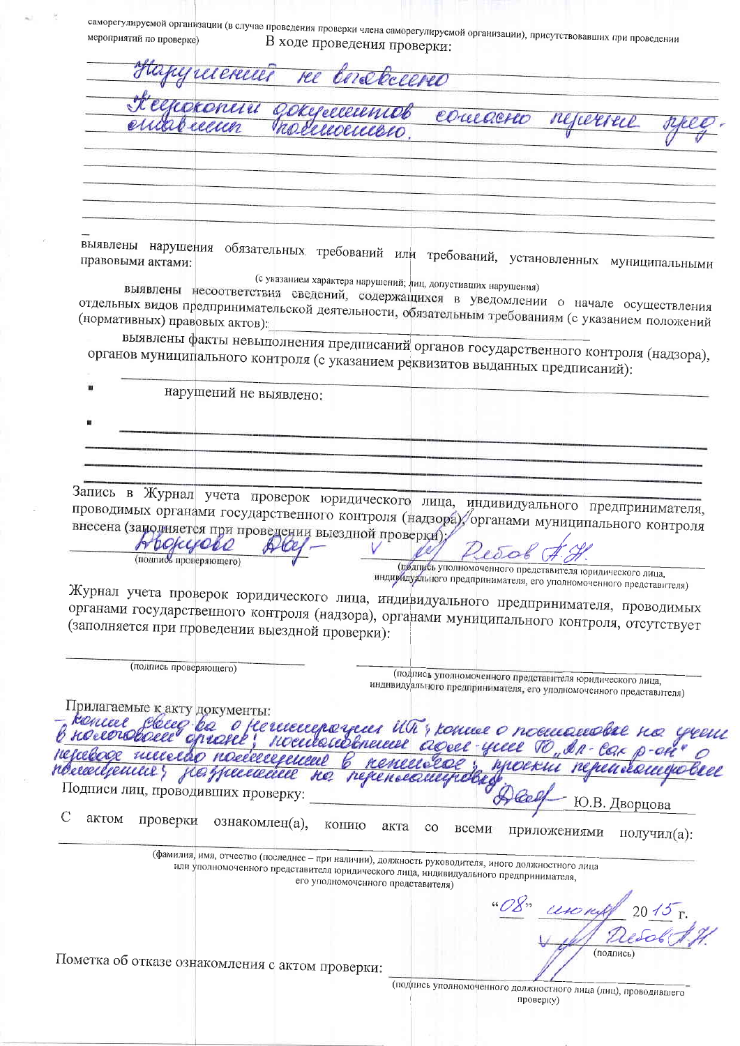саморегулируемой организации (в случае проведения проверки члена саморегулируемой организации), присутствовавших при проведении мероприятий по проверке)

В ходе проведения проверки:

Нарушений не выявлено

Ксерокопии документов согласно перечня представлены полностью.

выявлены нарушения обязательных требований или требований, установленных муниципальными правовыми актами:

(с указанием характера нарушений; лиц, допустивших нарушения)

выявлены несоответствия сведений, содержащихся в уведомлении о начале осуществления отдельных видов предпринимательской деятельности, обязательным требованиям (с указанием положений (нормативных) правовых актов):

выявлены факты невыполнения предписаний органов государственного контроля (надзора), органов муниципального контроля (с указанием реквизитов выданных предписаний):

- нарушений не выявлено:
-

Запись в Журнал учета проверок юридического лица, индивидуального предпринимателя, проводимых органами государственного контроля (надзора), органами муниципального контроля внесена (заполняется при проведении выездной проверки):

Дворцова [подпись] (подпись проверяющего) — [подпись] Лебов А.И. (подпись уполномоченного представителя юридического лица, индивидуального предпринимателя, его уполномоченного представителя)

Журнал учета проверок юридического лица, индивидуального предпринимателя, проводимых органами государственного контроля (надзора), органами муниципального контроля, отсутствует (заполняется при проведении выездной проверки):

(подпись проверяющего) — (подпись уполномоченного представителя юридического лица, индивидуального предпринимателя, его уполномоченного представителя)

Прилагаемые к акту документы:
- копия свид-ва о регистрации ИП; копия о постановке на учет в налоговом органе; постановление адм-ции ТО „Ал-Сак р-он" о переводе жилого помещения в нежилое; проект перепланировки помещения; разрешение на перепланировку

Подписи лиц, проводивших проверку: [подпись] Ю.В. Дворцова

С актом проверки ознакомлен(а), копию акта со всеми приложениями получил(а):

(фамилия, имя, отчество (последнее – при наличии), должность руководителя, иного должностного лица или уполномоченного представителя юридического лица, индивидуального предпринимателя, его уполномоченного представителя)

"08" июня 2015 г.

[подпись] Лебов А.И. (подпись)

Пометка об отказе ознакомления с актом проверки:

(подпись уполномоченного должностного лица (лиц), проводившего проверку)